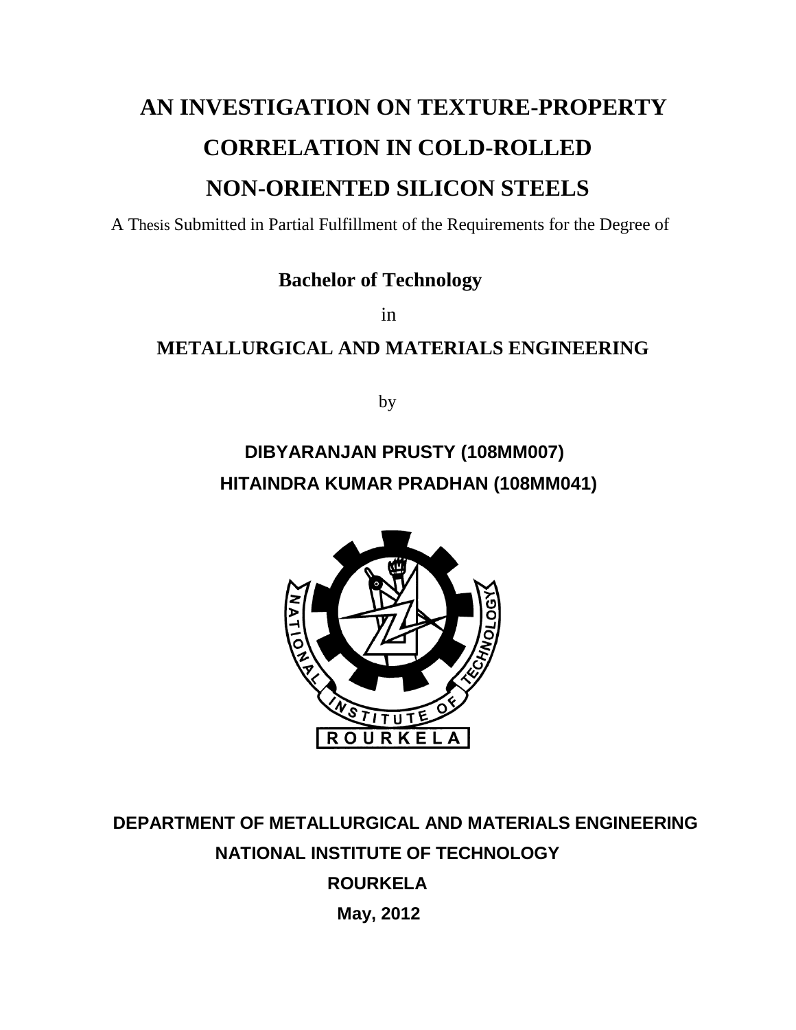# AN INVESTIGATION ON TEXTURE-PROPERTY CORRELATION IN COLD-ROLLED NON-ORIENTED SILICON STEELS

A Thesis Submitted in Partial Fulfillment of the Requirements for the Degree of

**Bachelor of Technology**

in

**METALLURGICAL AND MATERIALS ENGINEERING**

by

**DIBYARANJAN PRUSTY (108MM007)**

**HITAINDRA KUMAR PRADHAN (108MM041)**

**DEPARTMENT OF METALLURGICAL AND MATERIALS ENGINEERING**

**NATIONAL INSTITUTE OF TECHNOLOGY**

**ROURKELA**

**May, 2012**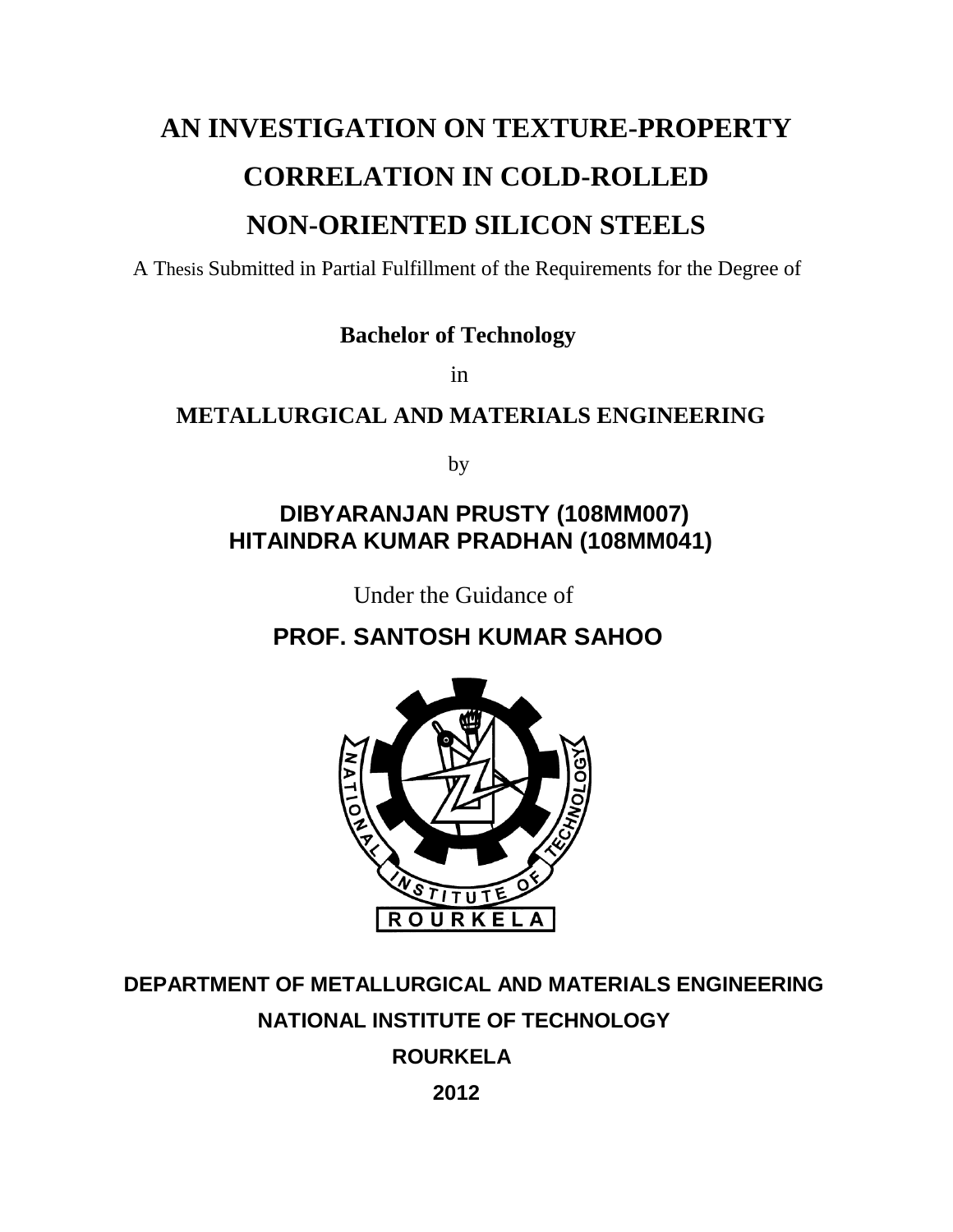# AN INVESTIGATION ON TEXTURE-PROPERTY CORRELATION IN COLD-ROLLED NON-ORIENTED SILICON STEELS

A Thesis Submitted in Partial Fulfillment of the Requirements for the Degree of

**Bachelor of Technology**

in

**METALLURGICAL AND MATERIALS ENGINEERING**

by

**DIBYARANJAN PRUSTY (108MM007)**
**HITAINDRA KUMAR PRADHAN (108MM041)**

Under the Guidance of

**PROF. SANTOSH KUMAR SAHOO**

**DEPARTMENT OF METALLURGICAL AND MATERIALS ENGINEERING**

**NATIONAL INSTITUTE OF TECHNOLOGY**

**ROURKELA**

**2012**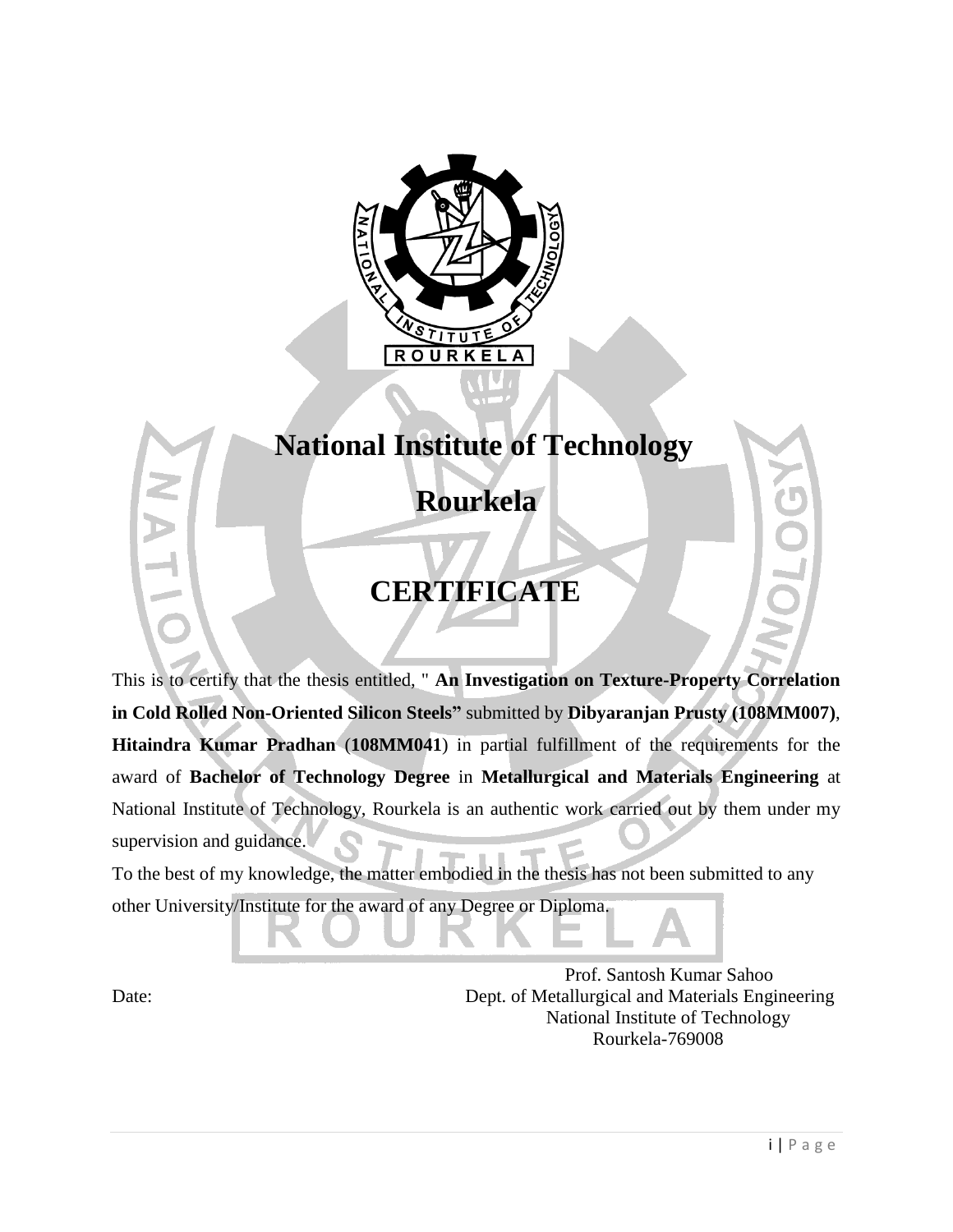# National Institute of Technology

# Rourkela

## CERTIFICATE

This is to certify that the thesis entitled, " **An Investigation on Texture-Property Correlation in Cold Rolled Non-Oriented Silicon Steels"** submitted by **Dibyaranjan Prusty (108MM007)**, **Hitaindra Kumar Pradhan** (**108MM041**) in partial fulfillment of the requirements for the award of **Bachelor of Technology Degree** in **Metallurgical and Materials Engineering** at National Institute of Technology, Rourkela is an authentic work carried out by them under my supervision and guidance.

To the best of my knowledge, the matter embodied in the thesis has not been submitted to any other University/Institute for the award of any Degree or Diploma.

Date:

Prof. Santosh Kumar Sahoo
Dept. of Metallurgical and Materials Engineering
National Institute of Technology
Rourkela-769008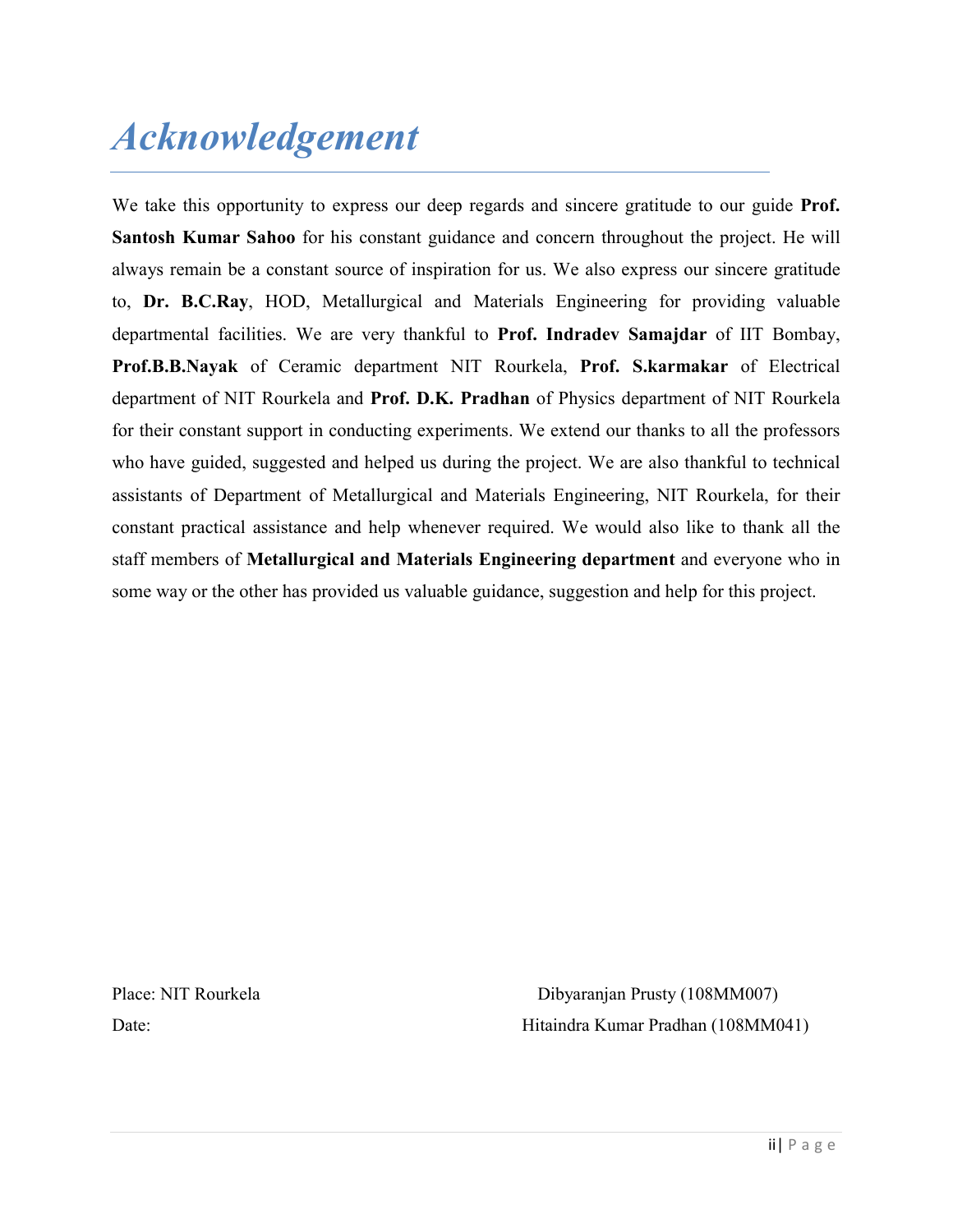# *Acknowledgement*

We take this opportunity to express our deep regards and sincere gratitude to our guide **Prof. Santosh Kumar Sahoo** for his constant guidance and concern throughout the project. He will always remain be a constant source of inspiration for us. We also express our sincere gratitude to, **Dr. B.C.Ray**, HOD, Metallurgical and Materials Engineering for providing valuable departmental facilities. We are very thankful to **Prof. Indradev Samajdar** of IIT Bombay, **Prof.B.B.Nayak** of Ceramic department NIT Rourkela, **Prof. S.karmakar** of Electrical department of NIT Rourkela and **Prof. D.K. Pradhan** of Physics department of NIT Rourkela for their constant support in conducting experiments. We extend our thanks to all the professors who have guided, suggested and helped us during the project. We are also thankful to technical assistants of Department of Metallurgical and Materials Engineering, NIT Rourkela, for their constant practical assistance and help whenever required. We would also like to thank all the staff members of **Metallurgical and Materials Engineering department** and everyone who in some way or the other has provided us valuable guidance, suggestion and help for this project.

Place: NIT Rourkela

Date:

Dibyaranjan Prusty (108MM007)

Hitaindra Kumar Pradhan (108MM041)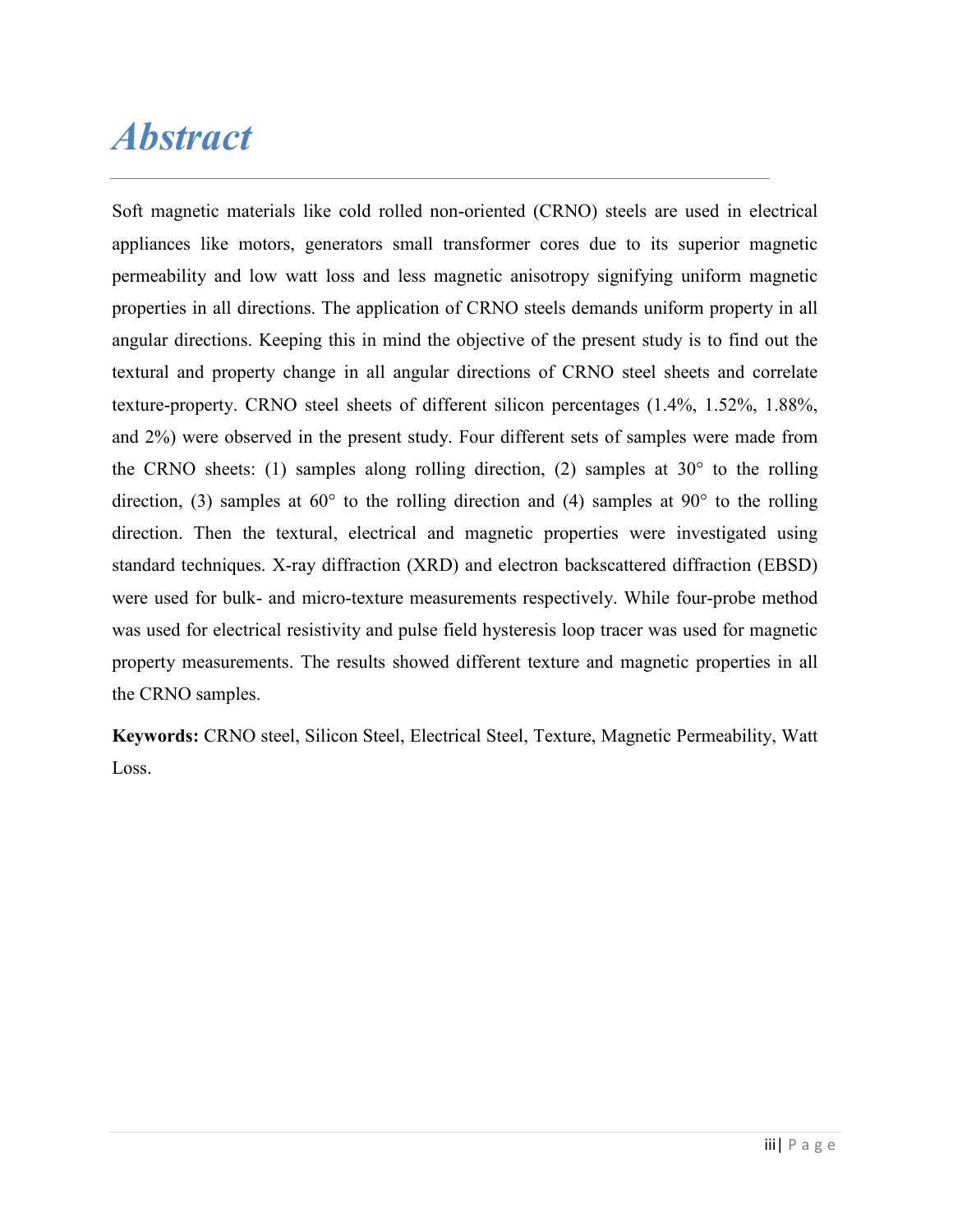# *Abstract*

Soft magnetic materials like cold rolled non-oriented (CRNO) steels are used in electrical appliances like motors, generators small transformer cores due to its superior magnetic permeability and low watt loss and less magnetic anisotropy signifying uniform magnetic properties in all directions. The application of CRNO steels demands uniform property in all angular directions. Keeping this in mind the objective of the present study is to find out the textural and property change in all angular directions of CRNO steel sheets and correlate texture-property. CRNO steel sheets of different silicon percentages (1.4%, 1.52%, 1.88%, and 2%) were observed in the present study. Four different sets of samples were made from the CRNO sheets: (1) samples along rolling direction, (2) samples at 30° to the rolling direction, (3) samples at 60° to the rolling direction and (4) samples at 90° to the rolling direction. Then the textural, electrical and magnetic properties were investigated using standard techniques. X-ray diffraction (XRD) and electron backscattered diffraction (EBSD) were used for bulk- and micro-texture measurements respectively. While four-probe method was used for electrical resistivity and pulse field hysteresis loop tracer was used for magnetic property measurements. The results showed different texture and magnetic properties in all the CRNO samples.

**Keywords:** CRNO steel, Silicon Steel, Electrical Steel, Texture, Magnetic Permeability, Watt Loss.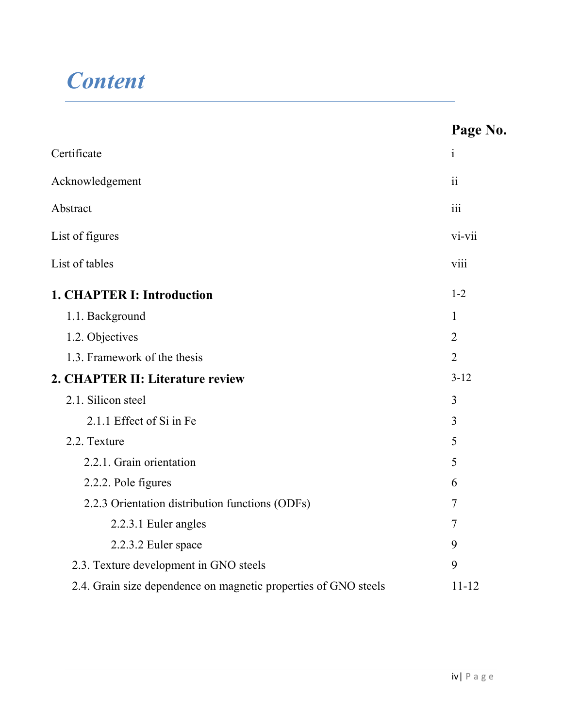# *Content*

| | Page No. |
|---|---|
| Certificate | i |
| Acknowledgement | ii |
| Abstract | iii |
| List of figures | vi-vii |
| List of tables | viii |
| **1. CHAPTER I: Introduction** | 1-2 |
| 1.1. Background | 1 |
| 1.2. Objectives | 2 |
| 1.3. Framework of the thesis | 2 |
| **2. CHAPTER II: Literature review** | 3-12 |
| 2.1. Silicon steel | 3 |
| 2.1.1 Effect of Si in Fe | 3 |
| 2.2. Texture | 5 |
| 2.2.1. Grain orientation | 5 |
| 2.2.2. Pole figures | 6 |
| 2.2.3 Orientation distribution functions (ODFs) | 7 |
| 2.2.3.1 Euler angles | 7 |
| 2.2.3.2 Euler space | 9 |
| 2.3. Texture development in GNO steels | 9 |
| 2.4. Grain size dependence on magnetic properties of GNO steels | 11-12 |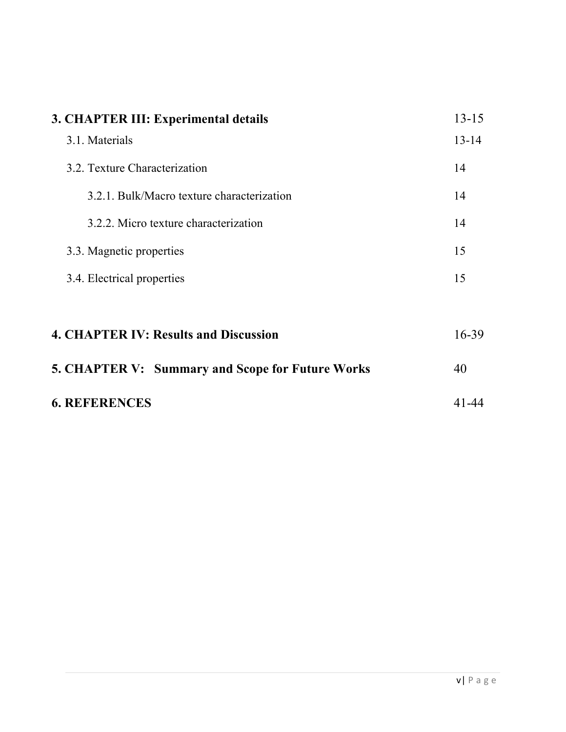| | |
|---|---|
| **3. CHAPTER III: Experimental details** | 13-15 |
| 3.1. Materials | 13-14 |
| 3.2. Texture Characterization | 14 |
| 3.2.1. Bulk/Macro texture characterization | 14 |
| 3.2.2. Micro texture characterization | 14 |
| 3.3. Magnetic properties | 15 |
| 3.4. Electrical properties | 15 |
| **4. CHAPTER IV: Results and Discussion** | 16-39 |
| **5. CHAPTER V: Summary and Scope for Future Works** | 40 |
| **6. REFERENCES** | 41-44 |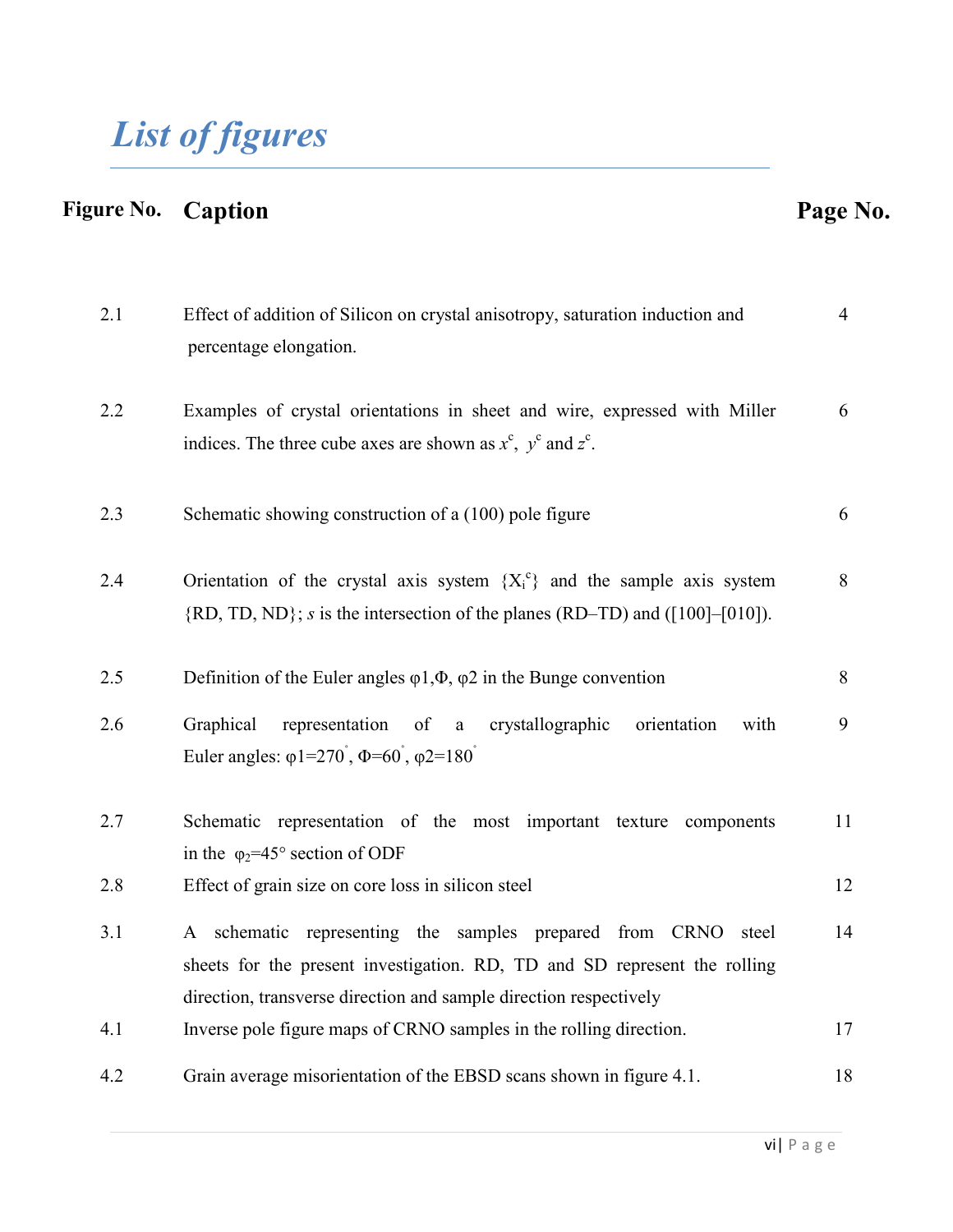# List of figures

| Figure No. | Caption | Page No. |
|---|---|---|
| 2.1 | Effect of addition of Silicon on crystal anisotropy, saturation induction and percentage elongation. | 4 |
| 2.2 | Examples of crystal orientations in sheet and wire, expressed with Miller indices. The three cube axes are shown as $x^c$, $y^c$ and $z^c$. | 6 |
| 2.3 | Schematic showing construction of a (100) pole figure | 6 |
| 2.4 | Orientation of the crystal axis system $\{X_i^c\}$ and the sample axis system {RD, TD, ND}; *s* is the intersection of the planes (RD–TD) and ([100]–[010]). | 8 |
| 2.5 | Definition of the Euler angles φ1,Φ, φ2 in the Bunge convention | 8 |
| 2.6 | Graphical representation of a crystallographic orientation with Euler angles: φ1=270°, Φ=60°, φ2=180° | 9 |
| 2.7 | Schematic representation of the most important texture components in the $\varphi_2$=45° section of ODF | 11 |
| 2.8 | Effect of grain size on core loss in silicon steel | 12 |
| 3.1 | A schematic representing the samples prepared from CRNO steel sheets for the present investigation. RD, TD and SD represent the rolling direction, transverse direction and sample direction respectively | 14 |
| 4.1 | Inverse pole figure maps of CRNO samples in the rolling direction. | 17 |
| 4.2 | Grain average misorientation of the EBSD scans shown in figure 4.1. | 18 |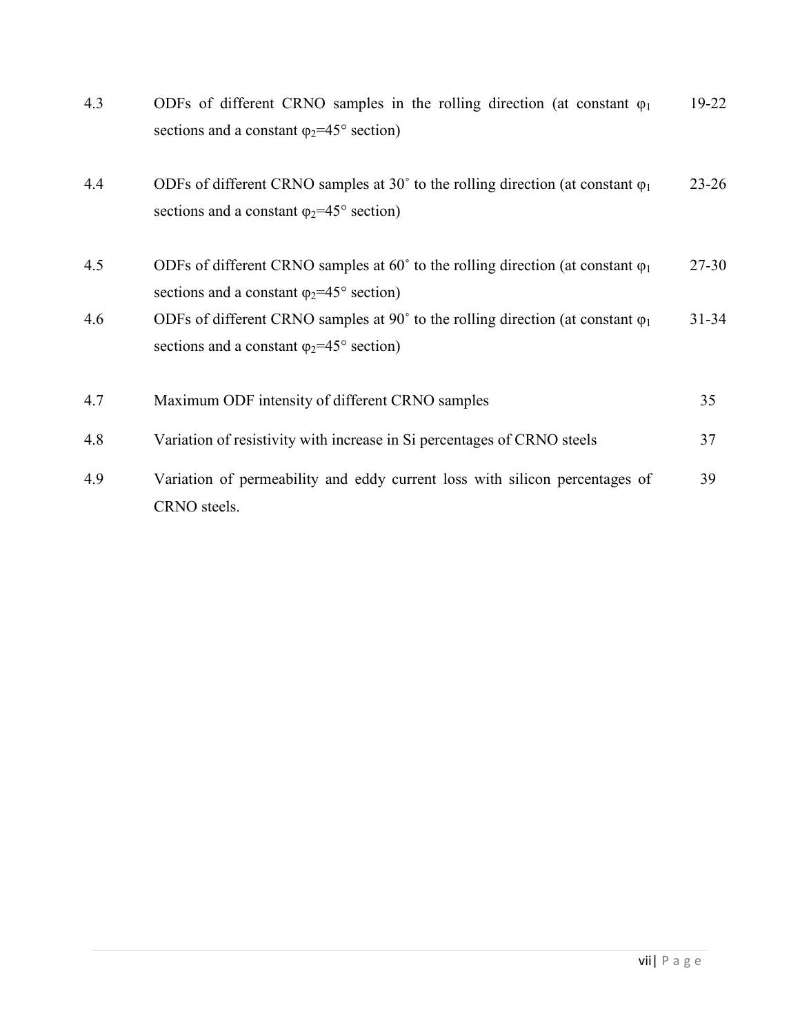| | | |
|---|---|---|
| 4.3 | ODFs of different CRNO samples in the rolling direction (at constant $\varphi_1$ sections and a constant $\varphi_2$=45° section) | 19-22 |
| 4.4 | ODFs of different CRNO samples at 30˚ to the rolling direction (at constant $\varphi_1$ sections and a constant $\varphi_2$=45° section) | 23-26 |
| 4.5 | ODFs of different CRNO samples at 60˚ to the rolling direction (at constant $\varphi_1$ sections and a constant $\varphi_2$=45° section) | 27-30 |
| 4.6 | ODFs of different CRNO samples at 90˚ to the rolling direction (at constant $\varphi_1$ sections and a constant $\varphi_2$=45° section) | 31-34 |
| 4.7 | Maximum ODF intensity of different CRNO samples | 35 |
| 4.8 | Variation of resistivity with increase in Si percentages of CRNO steels | 37 |
| 4.9 | Variation of permeability and eddy current loss with silicon percentages of CRNO steels. | 39 |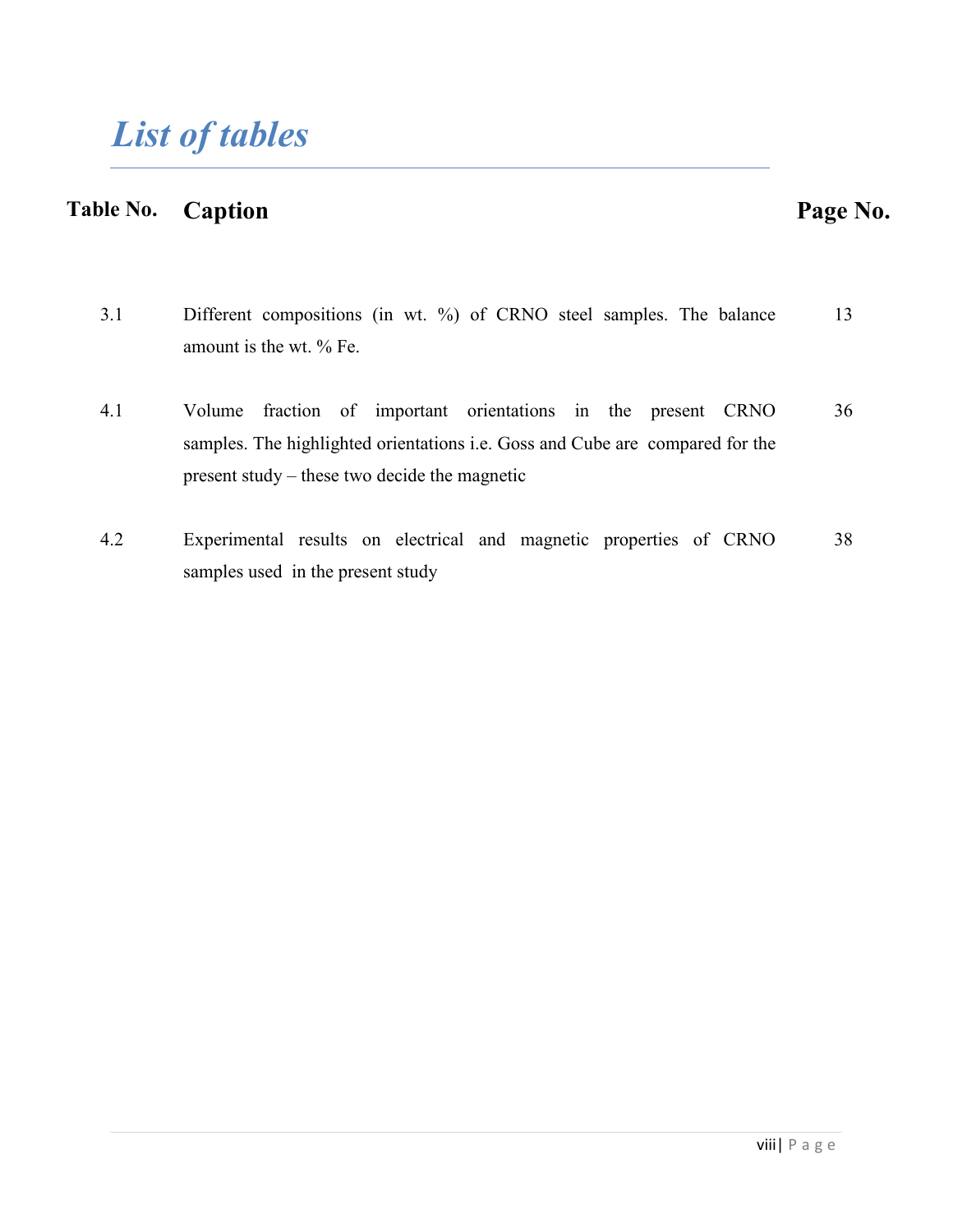# *List of tables*

| Table No. | Caption | Page No. |
| --- | --- | --- |
| 3.1 | Different compositions (in wt. %) of CRNO steel samples. The balance amount is the wt. % Fe. | 13 |
| 4.1 | Volume fraction of important orientations in the present CRNO samples. The highlighted orientations i.e. Goss and Cube are compared for the present study – these two decide the magnetic | 36 |
| 4.2 | Experimental results on electrical and magnetic properties of CRNO samples used in the present study | 38 |